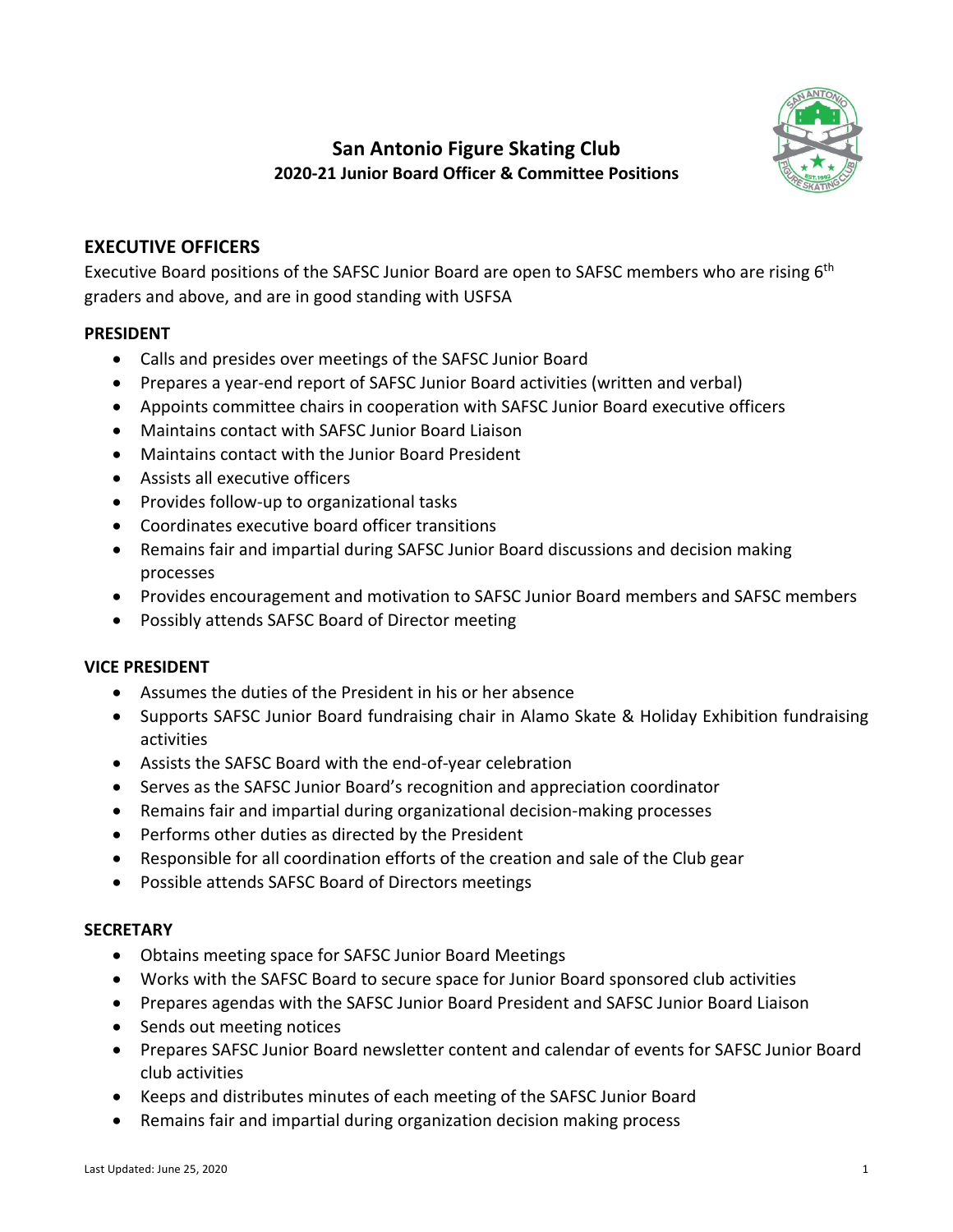# San Antonio Figure Skating Club
## 2020-21 Junior Board Officer & Committee Positions

## EXECUTIVE OFFICERS

Executive Board positions of the SAFSC Junior Board are open to SAFSC members who are rising 6th graders and above, and are in good standing with USFSA

### PRESIDENT

- Calls and presides over meetings of the SAFSC Junior Board
- Prepares a year-end report of SAFSC Junior Board activities (written and verbal)
- Appoints committee chairs in cooperation with SAFSC Junior Board executive officers
- Maintains contact with SAFSC Junior Board Liaison
- Maintains contact with the Junior Board President
- Assists all executive officers
- Provides follow-up to organizational tasks
- Coordinates executive board officer transitions
- Remains fair and impartial during SAFSC Junior Board discussions and decision making processes
- Provides encouragement and motivation to SAFSC Junior Board members and SAFSC members
- Possibly attends SAFSC Board of Director meeting

### VICE PRESIDENT

- Assumes the duties of the President in his or her absence
- Supports SAFSC Junior Board fundraising chair in Alamo Skate & Holiday Exhibition fundraising activities
- Assists the SAFSC Board with the end-of-year celebration
- Serves as the SAFSC Junior Board's recognition and appreciation coordinator
- Remains fair and impartial during organizational decision-making processes
- Performs other duties as directed by the President
- Responsible for all coordination efforts of the creation and sale of the Club gear
- Possible attends SAFSC Board of Directors meetings

### SECRETARY

- Obtains meeting space for SAFSC Junior Board Meetings
- Works with the SAFSC Board to secure space for Junior Board sponsored club activities
- Prepares agendas with the SAFSC Junior Board President and SAFSC Junior Board Liaison
- Sends out meeting notices
- Prepares SAFSC Junior Board newsletter content and calendar of events for SAFSC Junior Board club activities
- Keeps and distributes minutes of each meeting of the SAFSC Junior Board
- Remains fair and impartial during organization decision making process

Last Updated: June 25, 2020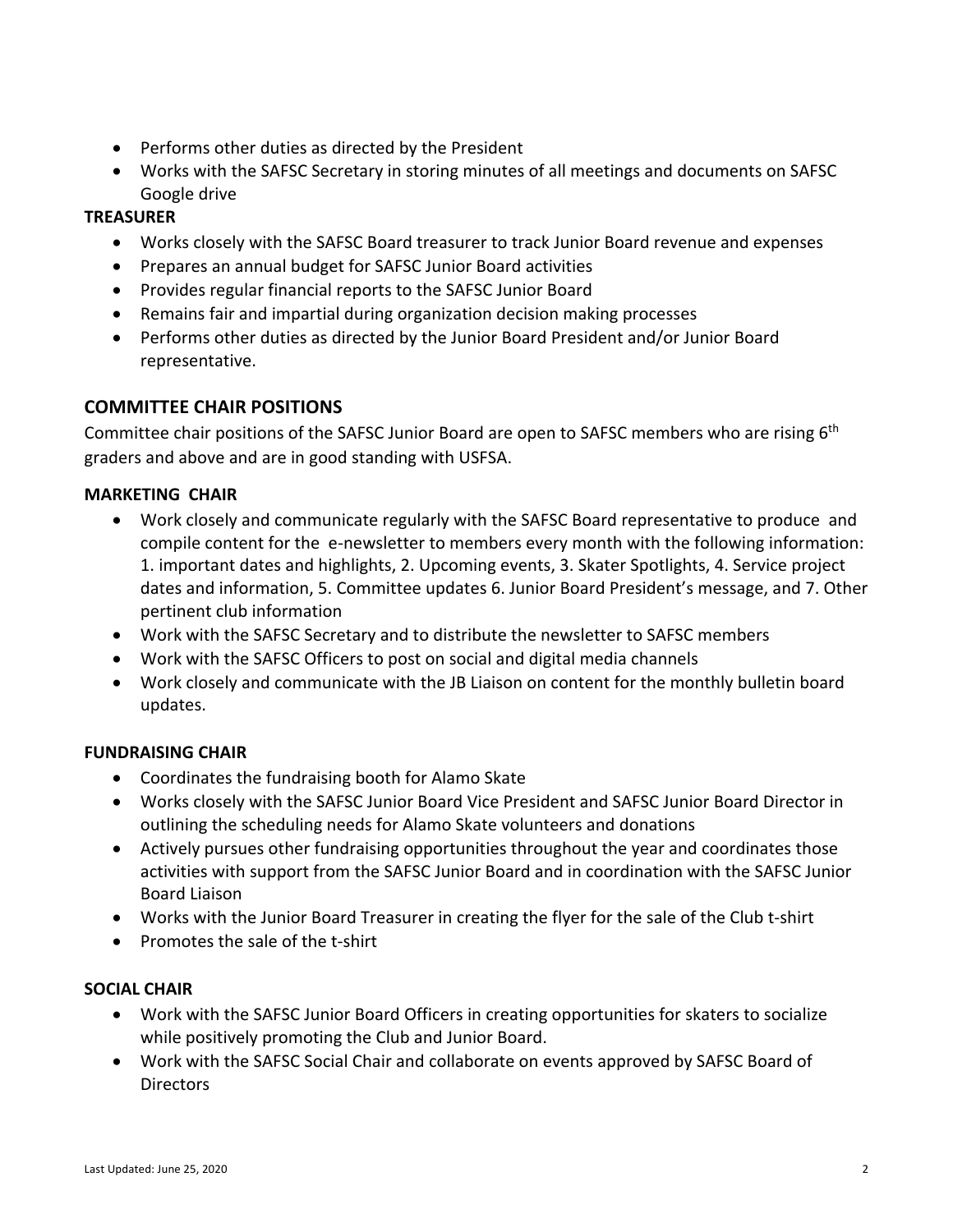- Performs other duties as directed by the President
- Works with the SAFSC Secretary in storing minutes of all meetings and documents on SAFSC Google drive

**TREASURER**

- Works closely with the SAFSC Board treasurer to track Junior Board revenue and expenses
- Prepares an annual budget for SAFSC Junior Board activities
- Provides regular financial reports to the SAFSC Junior Board
- Remains fair and impartial during organization decision making processes
- Performs other duties as directed by the Junior Board President and/or Junior Board representative.

## COMMITTEE CHAIR POSITIONS

Committee chair positions of the SAFSC Junior Board are open to SAFSC members who are rising 6th graders and above and are in good standing with USFSA.

**MARKETING CHAIR**

- Work closely and communicate regularly with the SAFSC Board representative to produce and compile content for the e-newsletter to members every month with the following information: 1. important dates and highlights, 2. Upcoming events, 3. Skater Spotlights, 4. Service project dates and information, 5. Committee updates 6. Junior Board President's message, and 7. Other pertinent club information
- Work with the SAFSC Secretary and to distribute the newsletter to SAFSC members
- Work with the SAFSC Officers to post on social and digital media channels
- Work closely and communicate with the JB Liaison on content for the monthly bulletin board updates.

**FUNDRAISING CHAIR**

- Coordinates the fundraising booth for Alamo Skate
- Works closely with the SAFSC Junior Board Vice President and SAFSC Junior Board Director in outlining the scheduling needs for Alamo Skate volunteers and donations
- Actively pursues other fundraising opportunities throughout the year and coordinates those activities with support from the SAFSC Junior Board and in coordination with the SAFSC Junior Board Liaison
- Works with the Junior Board Treasurer in creating the flyer for the sale of the Club t-shirt
- Promotes the sale of the t-shirt

**SOCIAL CHAIR**

- Work with the SAFSC Junior Board Officers in creating opportunities for skaters to socialize while positively promoting the Club and Junior Board.
- Work with the SAFSC Social Chair and collaborate on events approved by SAFSC Board of Directors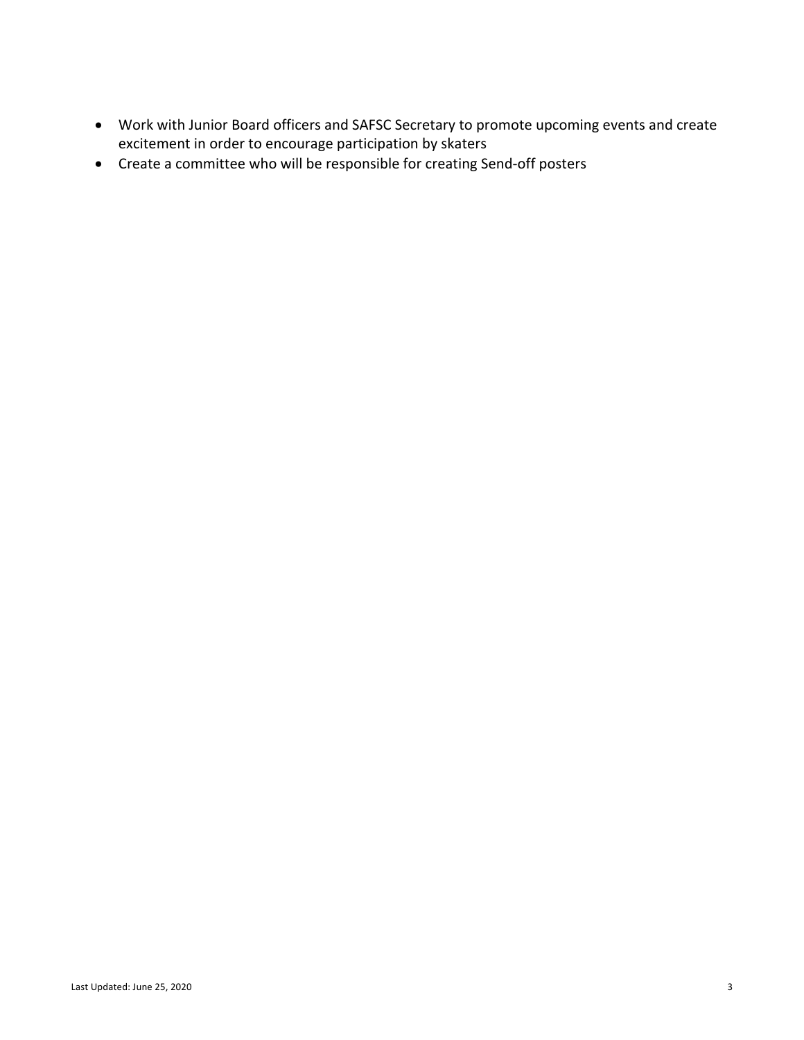- Work with Junior Board officers and SAFSC Secretary to promote upcoming events and create excitement in order to encourage participation by skaters
- Create a committee who will be responsible for creating Send-off posters